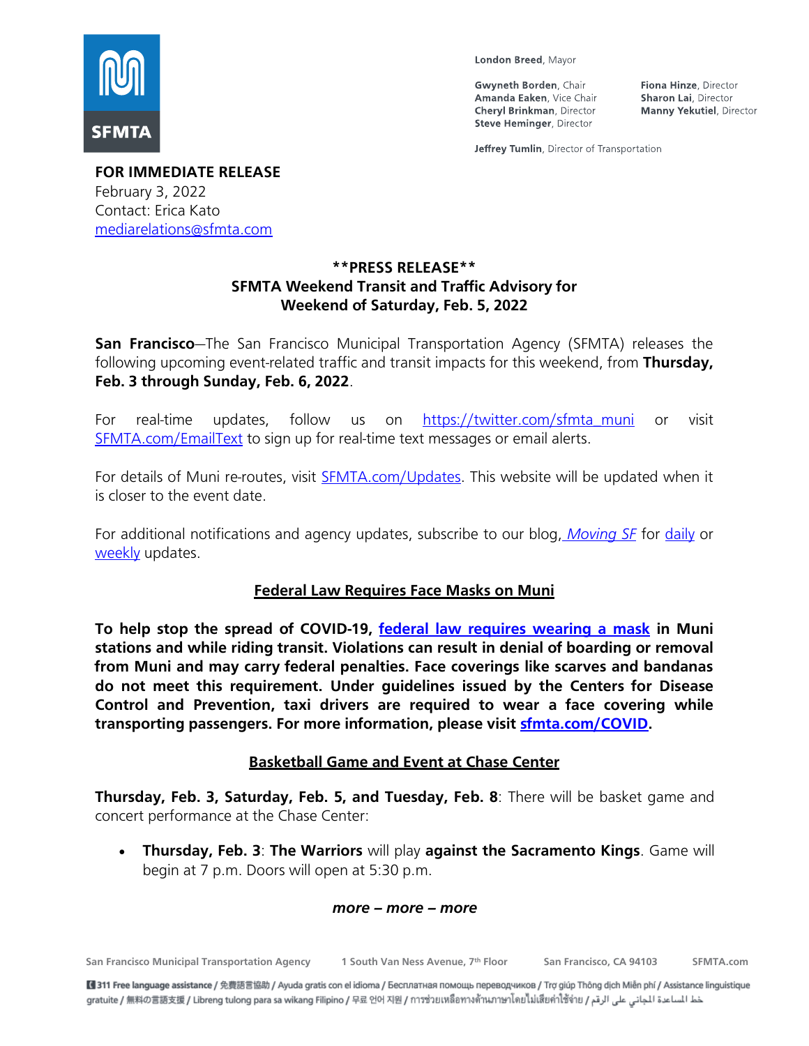London Breed, Mayor

Gwyneth Borden, Chair
Amanda Eaken, Vice Chair
Cheryl Brinkman, Director
Steve Heminger, Director
Fiona Hinze, Director
Sharon Lai, Director
Manny Yekutiel, Director

Jeffrey Tumlin, Director of Transportation

**FOR IMMEDIATE RELEASE**
February 3, 2022
Contact: Erica Kato
mediarelations@sfmta.com

**\*\*PRESS RELEASE\*\***
**SFMTA Weekend Transit and Traffic Advisory for Weekend of Saturday, Feb. 5, 2022**

**San Francisco**—The San Francisco Municipal Transportation Agency (SFMTA) releases the following upcoming event-related traffic and transit impacts for this weekend, from **Thursday, Feb. 3 through Sunday, Feb. 6, 2022**.

For real-time updates, follow us on https://twitter.com/sfmta_muni or visit SFMTA.com/EmailText to sign up for real-time text messages or email alerts.

For details of Muni re-routes, visit SFMTA.com/Updates. This website will be updated when it is closer to the event date.

For additional notifications and agency updates, subscribe to our blog, *Moving SF* for daily or weekly updates.

## Federal Law Requires Face Masks on Muni

**To help stop the spread of COVID-19, federal law requires wearing a mask in Muni stations and while riding transit. Violations can result in denial of boarding or removal from Muni and may carry federal penalties. Face coverings like scarves and bandanas do not meet this requirement. Under guidelines issued by the Centers for Disease Control and Prevention, taxi drivers are required to wear a face covering while transporting passengers. For more information, please visit sfmta.com/COVID.**

## Basketball Game and Event at Chase Center

**Thursday, Feb. 3, Saturday, Feb. 5, and Tuesday, Feb. 8**: There will be basket game and concert performance at the Chase Center:

- **Thursday, Feb. 3**: **The Warriors** will play **against the Sacramento Kings**. Game will begin at 7 p.m. Doors will open at 5:30 p.m.

***more – more – more***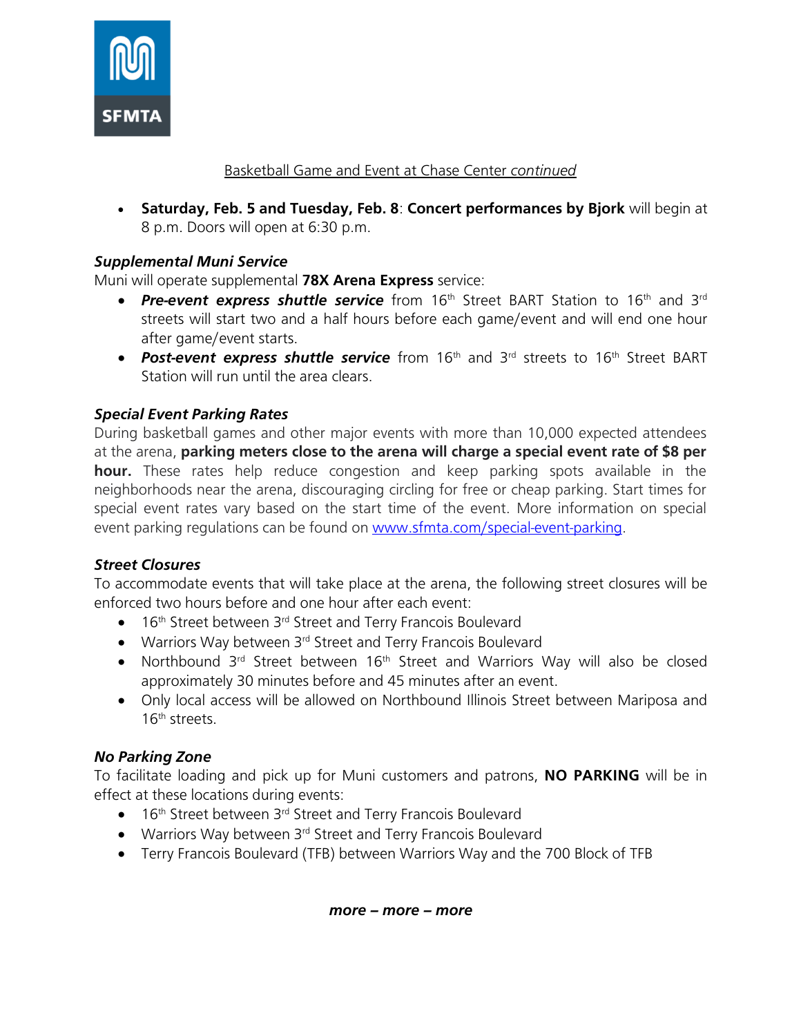Basketball Game and Event at Chase Center *continued*

- **Saturday, Feb. 5 and Tuesday, Feb. 8**: **Concert performances by Bjork** will begin at 8 p.m. Doors will open at 6:30 p.m.

***Supplemental Muni Service***

Muni will operate supplemental **78X Arena Express** service:

- ***Pre-event express shuttle service*** from 16th Street BART Station to 16th and 3rd streets will start two and a half hours before each game/event and will end one hour after game/event starts.
- ***Post-event express shuttle service*** from 16th and 3rd streets to 16th Street BART Station will run until the area clears.

***Special Event Parking Rates***

During basketball games and other major events with more than 10,000 expected attendees at the arena, **parking meters close to the arena will charge a special event rate of $8 per hour.** These rates help reduce congestion and keep parking spots available in the neighborhoods near the arena, discouraging circling for free or cheap parking. Start times for special event rates vary based on the start time of the event. More information on special event parking regulations can be found on [www.sfmta.com/special-event-parking](www.sfmta.com/special-event-parking).

***Street Closures***

To accommodate events that will take place at the arena, the following street closures will be enforced two hours before and one hour after each event:

- 16th Street between 3rd Street and Terry Francois Boulevard
- Warriors Way between 3rd Street and Terry Francois Boulevard
- Northbound 3rd Street between 16th Street and Warriors Way will also be closed approximately 30 minutes before and 45 minutes after an event.
- Only local access will be allowed on Northbound Illinois Street between Mariposa and 16th streets.

***No Parking Zone***

To facilitate loading and pick up for Muni customers and patrons, **NO PARKING** will be in effect at these locations during events:

- 16th Street between 3rd Street and Terry Francois Boulevard
- Warriors Way between 3rd Street and Terry Francois Boulevard
- Terry Francois Boulevard (TFB) between Warriors Way and the 700 Block of TFB

***more – more – more***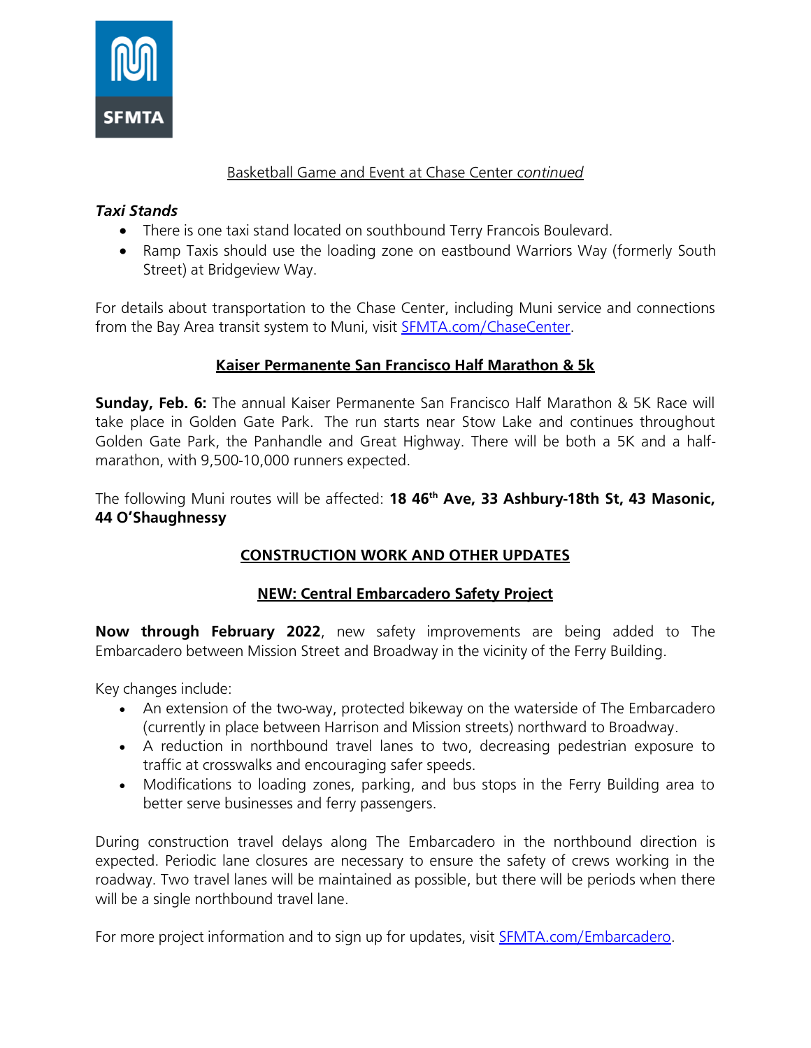Basketball Game and Event at Chase Center *continued*

***Taxi Stands***

- There is one taxi stand located on southbound Terry Francois Boulevard.
- Ramp Taxis should use the loading zone on eastbound Warriors Way (formerly South Street) at Bridgeview Way.

For details about transportation to the Chase Center, including Muni service and connections from the Bay Area transit system to Muni, visit SFMTA.com/ChaseCenter.

## Kaiser Permanente San Francisco Half Marathon & 5k

**Sunday, Feb. 6:** The annual Kaiser Permanente San Francisco Half Marathon & 5K Race will take place in Golden Gate Park. The run starts near Stow Lake and continues throughout Golden Gate Park, the Panhandle and Great Highway. There will be both a 5K and a half-marathon, with 9,500-10,000 runners expected.

The following Muni routes will be affected: **18 46th Ave, 33 Ashbury-18th St, 43 Masonic, 44 O'Shaughnessy**

## CONSTRUCTION WORK AND OTHER UPDATES

## NEW: Central Embarcadero Safety Project

**Now through February 2022**, new safety improvements are being added to The Embarcadero between Mission Street and Broadway in the vicinity of the Ferry Building.

Key changes include:

- An extension of the two-way, protected bikeway on the waterside of The Embarcadero (currently in place between Harrison and Mission streets) northward to Broadway.
- A reduction in northbound travel lanes to two, decreasing pedestrian exposure to traffic at crosswalks and encouraging safer speeds.
- Modifications to loading zones, parking, and bus stops in the Ferry Building area to better serve businesses and ferry passengers.

During construction travel delays along The Embarcadero in the northbound direction is expected. Periodic lane closures are necessary to ensure the safety of crews working in the roadway. Two travel lanes will be maintained as possible, but there will be periods when there will be a single northbound travel lane.

For more project information and to sign up for updates, visit SFMTA.com/Embarcadero.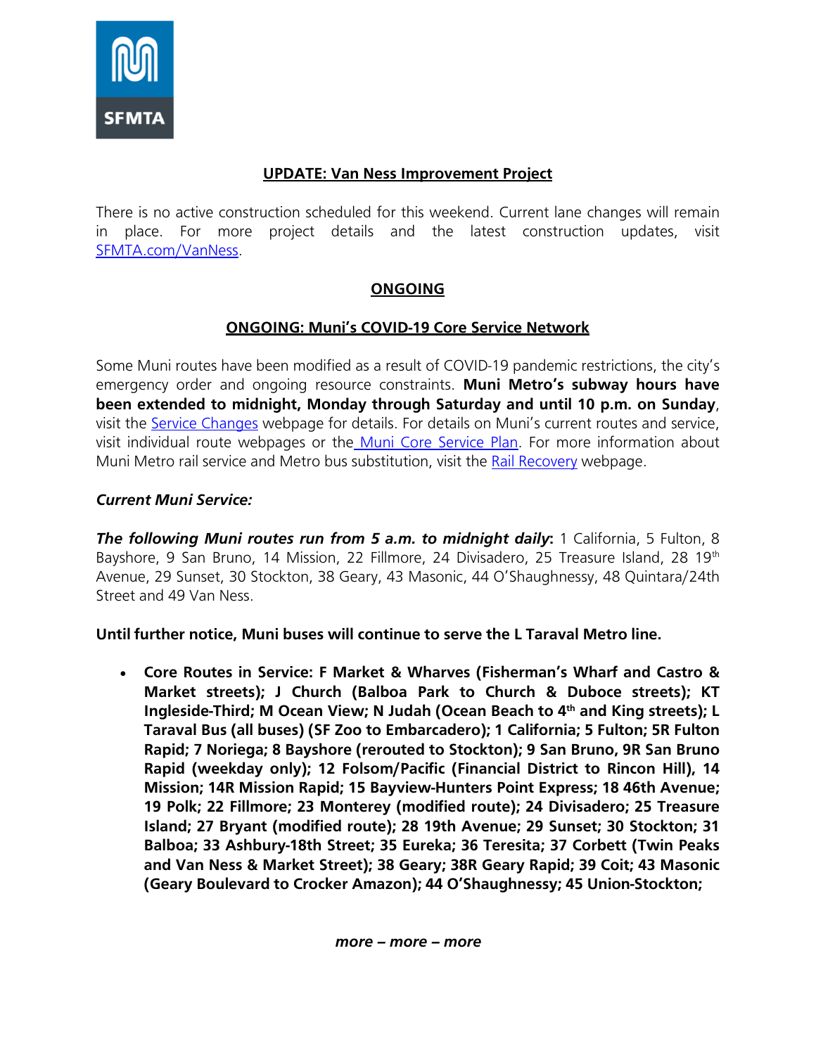**SFMTA**

## UPDATE: Van Ness Improvement Project

There is no active construction scheduled for this weekend. Current lane changes will remain in place. For more project details and the latest construction updates, visit [SFMTA.com/VanNess](SFMTA.com/VanNess).

## ONGOING

### ONGOING: Muni's COVID-19 Core Service Network

Some Muni routes have been modified as a result of COVID-19 pandemic restrictions, the city's emergency order and ongoing resource constraints. **Muni Metro's subway hours have been extended to midnight, Monday through Saturday and until 10 p.m. on Sunday**, visit the [Service Changes](Service Changes) webpage for details. For details on Muni's current routes and service, visit individual route webpages or the [Muni Core Service Plan](Muni Core Service Plan). For more information about Muni Metro rail service and Metro bus substitution, visit the [Rail Recovery](Rail Recovery) webpage.

***Current Muni Service:***

***The following Muni routes run from 5 a.m. to midnight daily*:** 1 California, 5 Fulton, 8 Bayshore, 9 San Bruno, 14 Mission, 22 Fillmore, 24 Divisadero, 25 Treasure Island, 28 19th Avenue, 29 Sunset, 30 Stockton, 38 Geary, 43 Masonic, 44 O'Shaughnessy, 48 Quintara/24th Street and 49 Van Ness.

**Until further notice, Muni buses will continue to serve the L Taraval Metro line.**

- **Core Routes in Service: F Market & Wharves (Fisherman's Wharf and Castro & Market streets); J Church (Balboa Park to Church & Duboce streets); KT Ingleside-Third; M Ocean View; N Judah (Ocean Beach to 4th and King streets); L Taraval Bus (all buses) (SF Zoo to Embarcadero); 1 California; 5 Fulton; 5R Fulton Rapid; 7 Noriega; 8 Bayshore (rerouted to Stockton); 9 San Bruno, 9R San Bruno Rapid (weekday only); 12 Folsom/Pacific (Financial District to Rincon Hill), 14 Mission; 14R Mission Rapid; 15 Bayview-Hunters Point Express; 18 46th Avenue; 19 Polk; 22 Fillmore; 23 Monterey (modified route); 24 Divisadero; 25 Treasure Island; 27 Bryant (modified route); 28 19th Avenue; 29 Sunset; 30 Stockton; 31 Balboa; 33 Ashbury-18th Street; 35 Eureka; 36 Teresita; 37 Corbett (Twin Peaks and Van Ness & Market Street); 38 Geary; 38R Geary Rapid; 39 Coit; 43 Masonic (Geary Boulevard to Crocker Amazon); 44 O'Shaughnessy; 45 Union-Stockton;**

***more – more – more***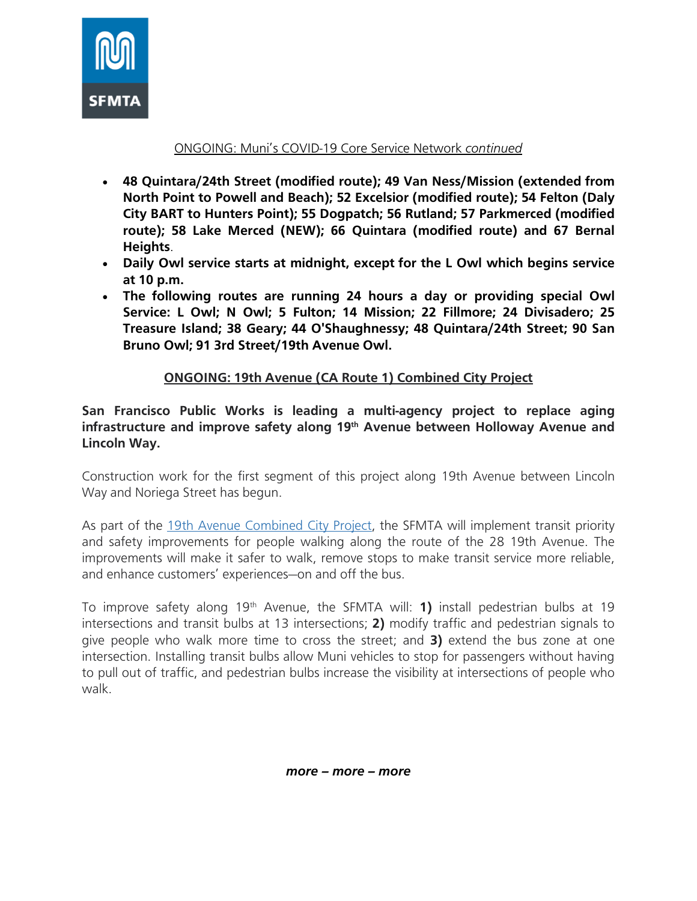ONGOING: Muni's COVID-19 Core Service Network *continued*

- **48 Quintara/24th Street (modified route); 49 Van Ness/Mission (extended from North Point to Powell and Beach); 52 Excelsior (modified route); 54 Felton (Daly City BART to Hunters Point); 55 Dogpatch; 56 Rutland; 57 Parkmerced (modified route); 58 Lake Merced (NEW); 66 Quintara (modified route) and 67 Bernal Heights**.
- **Daily Owl service starts at midnight, except for the L Owl which begins service at 10 p.m.**
- **The following routes are running 24 hours a day or providing special Owl Service: L Owl; N Owl; 5 Fulton; 14 Mission; 22 Fillmore; 24 Divisadero; 25 Treasure Island; 38 Geary; 44 O'Shaughnessy; 48 Quintara/24th Street; 90 San Bruno Owl; 91 3rd Street/19th Avenue Owl.**

## ONGOING: 19th Avenue (CA Route 1) Combined City Project

**San Francisco Public Works is leading a multi-agency project to replace aging infrastructure and improve safety along 19th Avenue between Holloway Avenue and Lincoln Way.**

Construction work for the first segment of this project along 19th Avenue between Lincoln Way and Noriega Street has begun.

As part of the 19th Avenue Combined City Project, the SFMTA will implement transit priority and safety improvements for people walking along the route of the 28 19th Avenue. The improvements will make it safer to walk, remove stops to make transit service more reliable, and enhance customers' experiences—on and off the bus.

To improve safety along 19th Avenue, the SFMTA will: **1)** install pedestrian bulbs at 19 intersections and transit bulbs at 13 intersections; **2)** modify traffic and pedestrian signals to give people who walk more time to cross the street; and **3)** extend the bus zone at one intersection. Installing transit bulbs allow Muni vehicles to stop for passengers without having to pull out of traffic, and pedestrian bulbs increase the visibility at intersections of people who walk.

***more – more – more***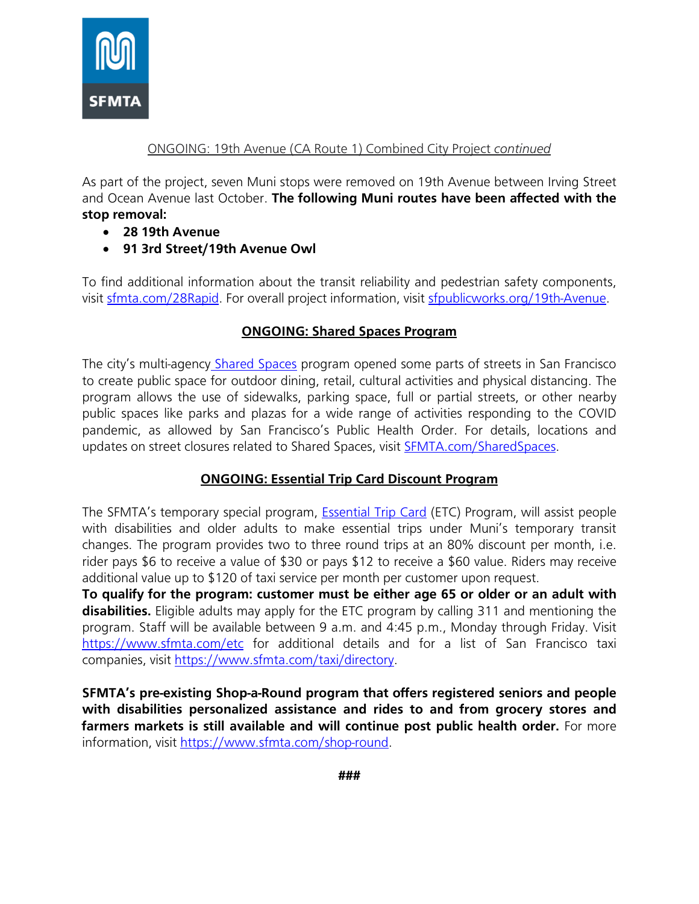ONGOING: 19th Avenue (CA Route 1) Combined City Project *continued*

As part of the project, seven Muni stops were removed on 19th Avenue between Irving Street and Ocean Avenue last October. **The following Muni routes have been affected with the stop removal:**

- **28 19th Avenue**
- **91 3rd Street/19th Avenue Owl**

To find additional information about the transit reliability and pedestrian safety components, visit [sfmta.com/28Rapid](sfmta.com/28Rapid). For overall project information, visit [sfpublicworks.org/19th-Avenue](sfpublicworks.org/19th-Avenue).

## ONGOING: Shared Spaces Program

The city's multi-agency [Shared Spaces](Shared Spaces) program opened some parts of streets in San Francisco to create public space for outdoor dining, retail, cultural activities and physical distancing. The program allows the use of sidewalks, parking space, full or partial streets, or other nearby public spaces like parks and plazas for a wide range of activities responding to the COVID pandemic, as allowed by San Francisco's Public Health Order. For details, locations and updates on street closures related to Shared Spaces, visit [SFMTA.com/SharedSpaces](SFMTA.com/SharedSpaces).

## ONGOING: Essential Trip Card Discount Program

The SFMTA's temporary special program, [Essential Trip Card](Essential Trip Card) (ETC) Program, will assist people with disabilities and older adults to make essential trips under Muni's temporary transit changes. The program provides two to three round trips at an 80% discount per month, i.e. rider pays $6 to receive a value of $30 or pays $12 to receive a $60 value. Riders may receive additional value up to $120 of taxi service per month per customer upon request.
**To qualify for the program: customer must be either age 65 or older or an adult with disabilities.** Eligible adults may apply for the ETC program by calling 311 and mentioning the program. Staff will be available between 9 a.m. and 4:45 p.m., Monday through Friday. Visit [https://www.sfmta.com/etc](https://www.sfmta.com/etc) for additional details and for a list of San Francisco taxi companies, visit [https://www.sfmta.com/taxi/directory](https://www.sfmta.com/taxi/directory).

**SFMTA's pre-existing Shop-a-Round program that offers registered seniors and people with disabilities personalized assistance and rides to and from grocery stores and farmers markets is still available and will continue post public health order.** For more information, visit [https://www.sfmta.com/shop-round](https://www.sfmta.com/shop-round).

###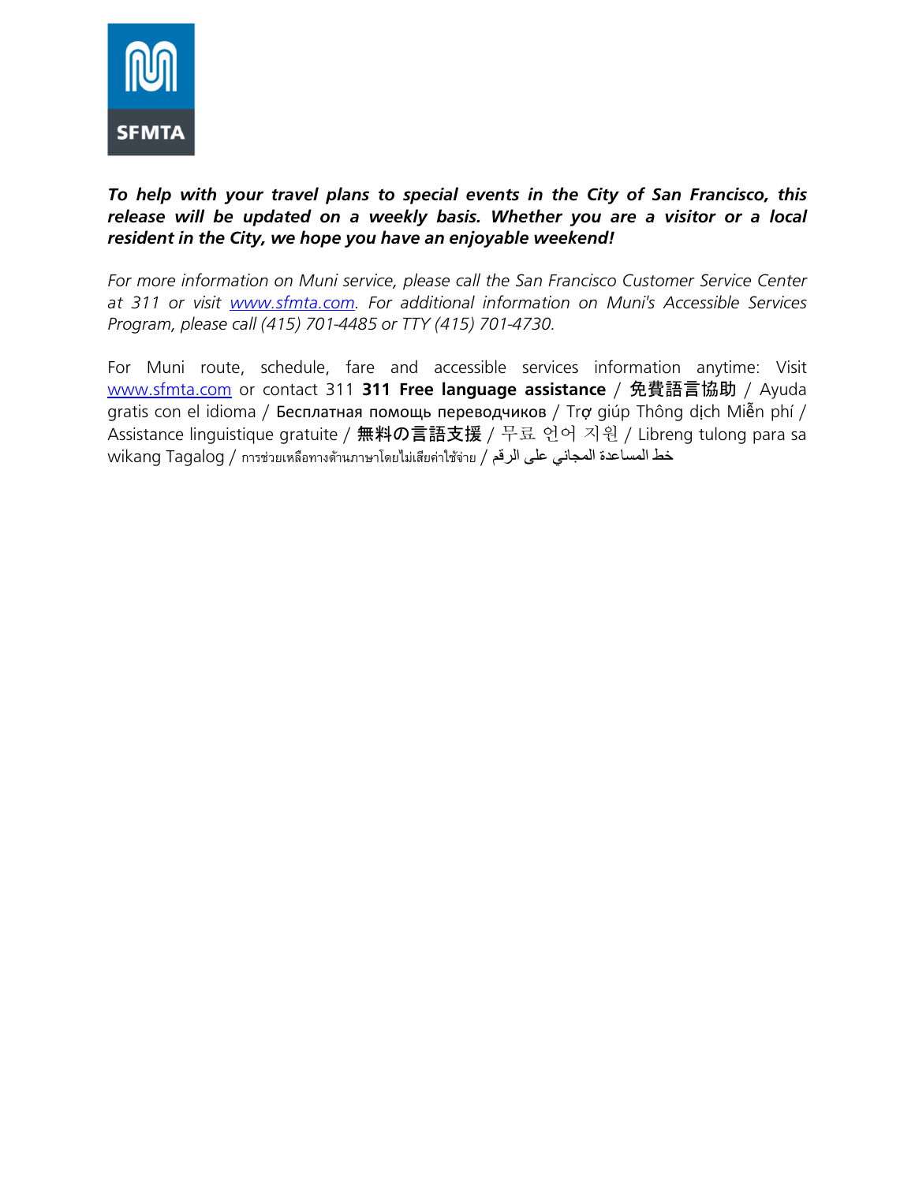***To help with your travel plans to special events in the City of San Francisco, this release will be updated on a weekly basis. Whether you are a visitor or a local resident in the City, we hope you have an enjoyable weekend!***

*For more information on Muni service, please call the San Francisco Customer Service Center at 311 or visit [www.sfmta.com](http://www.sfmta.com). For additional information on Muni's Accessible Services Program, please call (415) 701-4485 or TTY (415) 701-4730.*

For Muni route, schedule, fare and accessible services information anytime: Visit [www.sfmta.com](http://www.sfmta.com) or contact 311 **311 Free language assistance** / **免費語言協助** / Ayuda gratis con el idioma / Бесплатная помощь переводчиков / Trợ giúp Thông dịch Miễn phí / Assistance linguistique gratuite / **無料の言語支援** / 무료 언어 지원 / Libreng tulong para sa wikang Tagalog / การช่วยเหลือทางด้านภาษาโดยไม่เสียค่าใช้จ่าย / خط المساعدة المجاني على الرقم